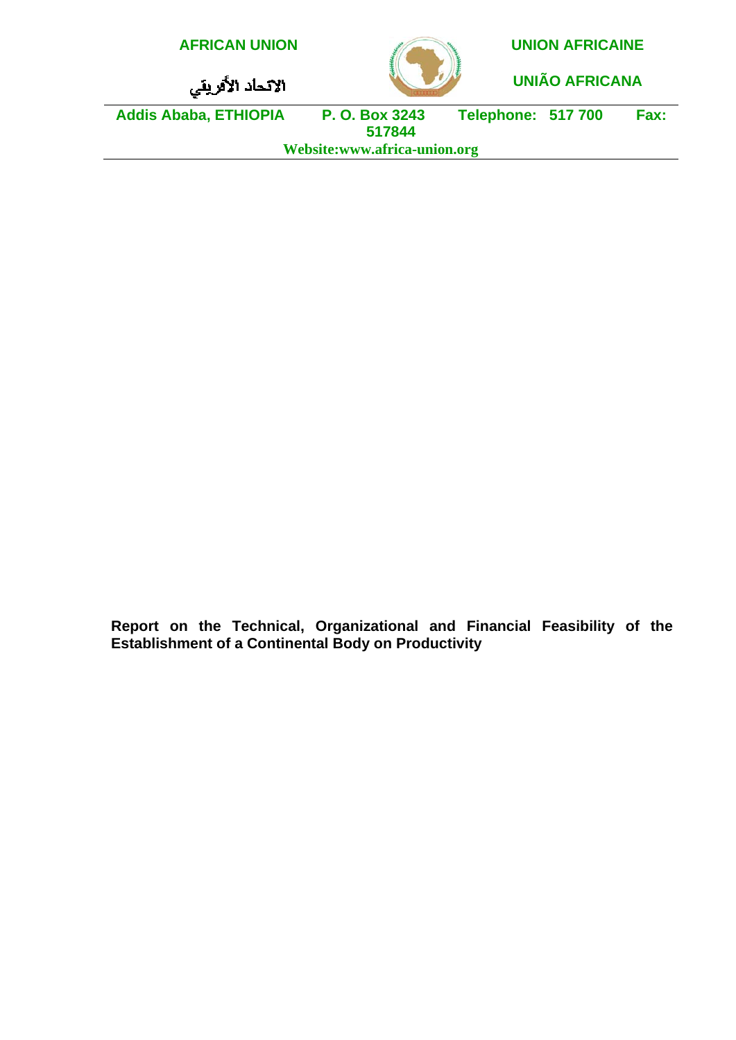**AFRICAN UNION** | **UNION AFRICAINE**

الاتحاد الأفريقي | **UNIÃO AFRICANA**

**Addis Ababa, ETHIOPIA    P. O. Box 3243    Telephone: 517 700    Fax: 517844**

**Website:www.africa-union.org**

**Report on the Technical, Organizational and Financial Feasibility of the Establishment of a Continental Body on Productivity**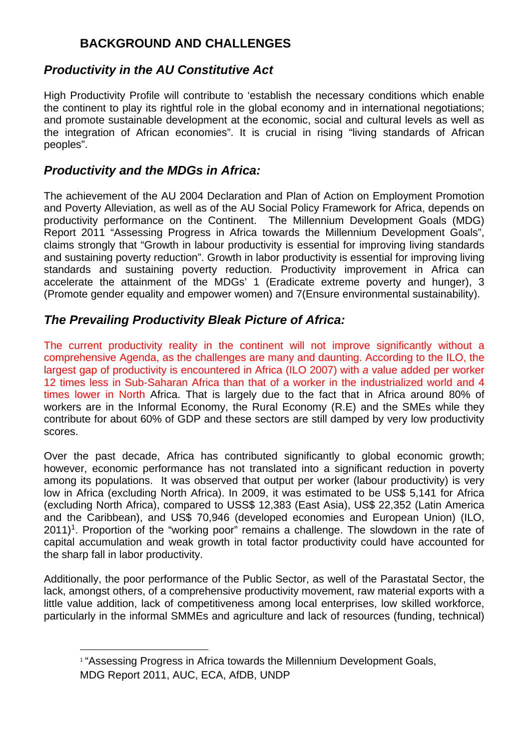## BACKGROUND AND CHALLENGES

### *Productivity in the AU Constitutive Act*

High Productivity Profile will contribute to 'establish the necessary conditions which enable the continent to play its rightful role in the global economy and in international negotiations; and promote sustainable development at the economic, social and cultural levels as well as the integration of African economies". It is crucial in rising "living standards of African peoples".

### *Productivity and the MDGs in Africa:*

The achievement of the AU 2004 Declaration and Plan of Action on Employment Promotion and Poverty Alleviation, as well as of the AU Social Policy Framework for Africa, depends on productivity performance on the Continent. The Millennium Development Goals (MDG) Report 2011 "Assessing Progress in Africa towards the Millennium Development Goals", claims strongly that "Growth in labour productivity is essential for improving living standards and sustaining poverty reduction". Growth in labor productivity is essential for improving living standards and sustaining poverty reduction. Productivity improvement in Africa can accelerate the attainment of the MDGs' 1 (Eradicate extreme poverty and hunger), 3 (Promote gender equality and empower women) and 7(Ensure environmental sustainability).

### *The Prevailing Productivity Bleak Picture of Africa:*

The current productivity reality in the continent will not improve significantly without a comprehensive Agenda, as the challenges are many and daunting. According to the ILO, the largest gap of productivity is encountered in Africa (ILO 2007) with *a* value added per worker 12 times less in Sub-Saharan Africa than that of a worker in the industrialized world and 4 times lower in North Africa. That is largely due to the fact that in Africa around 80% of workers are in the Informal Economy, the Rural Economy (R.E) and the SMEs while they contribute for about 60% of GDP and these sectors are still damped by very low productivity scores.

Over the past decade, Africa has contributed significantly to global economic growth; however, economic performance has not translated into a significant reduction in poverty among its populations. It was observed that output per worker (labour productivity) is very low in Africa (excluding North Africa). In 2009, it was estimated to be US$ 5,141 for Africa (excluding North Africa), compared to USS$ 12,383 (East Asia), US$ 22,352 (Latin America and the Caribbean), and US$ 70,946 (developed economies and European Union) (ILO, 2011)[1]. Proportion of the "working poor" remains a challenge. The slowdown in the rate of capital accumulation and weak growth in total factor productivity could have accounted for the sharp fall in labor productivity.

Additionally, the poor performance of the Public Sector, as well of the Parastatal Sector, the lack, amongst others, of a comprehensive productivity movement, raw material exports with a little value addition, lack of competitiveness among local enterprises, low skilled workforce, particularly in the informal SMMEs and agriculture and lack of resources (funding, technical)

---

[1] "Assessing Progress in Africa towards the Millennium Development Goals, MDG Report 2011, AUC, ECA, AfDB, UNDP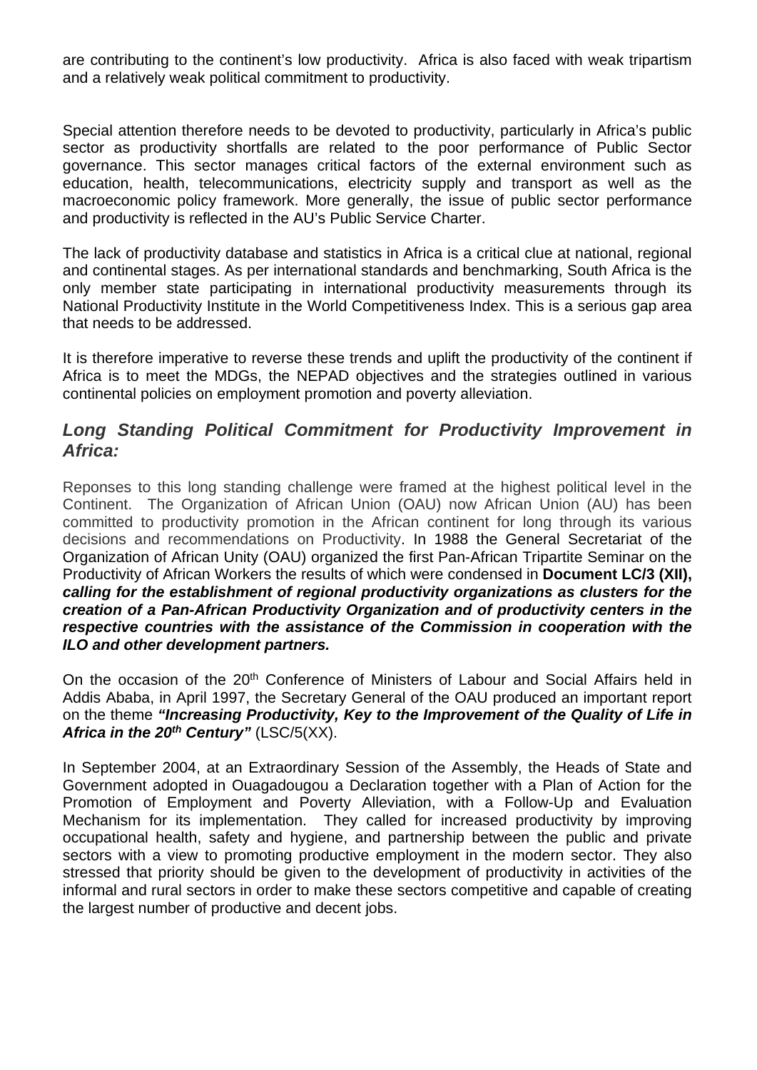are contributing to the continent's low productivity. Africa is also faced with weak tripartism and a relatively weak political commitment to productivity.

Special attention therefore needs to be devoted to productivity, particularly in Africa's public sector as productivity shortfalls are related to the poor performance of Public Sector governance. This sector manages critical factors of the external environment such as education, health, telecommunications, electricity supply and transport as well as the macroeconomic policy framework. More generally, the issue of public sector performance and productivity is reflected in the AU's Public Service Charter.

The lack of productivity database and statistics in Africa is a critical clue at national, regional and continental stages. As per international standards and benchmarking, South Africa is the only member state participating in international productivity measurements through its National Productivity Institute in the World Competitiveness Index. This is a serious gap area that needs to be addressed.

It is therefore imperative to reverse these trends and uplift the productivity of the continent if Africa is to meet the MDGs, the NEPAD objectives and the strategies outlined in various continental policies on employment promotion and poverty alleviation.

## *Long Standing Political Commitment for Productivity Improvement in Africa:*

Reponses to this long standing challenge were framed at the highest political level in the Continent. The Organization of African Union (OAU) now African Union (AU) has been committed to productivity promotion in the African continent for long through its various decisions and recommendations on Productivity. In 1988 the General Secretariat of the Organization of African Unity (OAU) organized the first Pan-African Tripartite Seminar on the Productivity of African Workers the results of which were condensed in **Document LC/3 (XII),** ***calling for the establishment of regional productivity organizations as clusters for the creation of a Pan-African Productivity Organization and of productivity centers in the respective countries with the assistance of the Commission in cooperation with the ILO and other development partners.***

On the occasion of the 20th Conference of Ministers of Labour and Social Affairs held in Addis Ababa, in April 1997, the Secretary General of the OAU produced an important report on the theme ***"Increasing Productivity, Key to the Improvement of the Quality of Life in Africa in the 20th Century"*** (LSC/5(XX).

In September 2004, at an Extraordinary Session of the Assembly, the Heads of State and Government adopted in Ouagadougou a Declaration together with a Plan of Action for the Promotion of Employment and Poverty Alleviation, with a Follow-Up and Evaluation Mechanism for its implementation. They called for increased productivity by improving occupational health, safety and hygiene, and partnership between the public and private sectors with a view to promoting productive employment in the modern sector. They also stressed that priority should be given to the development of productivity in activities of the informal and rural sectors in order to make these sectors competitive and capable of creating the largest number of productive and decent jobs.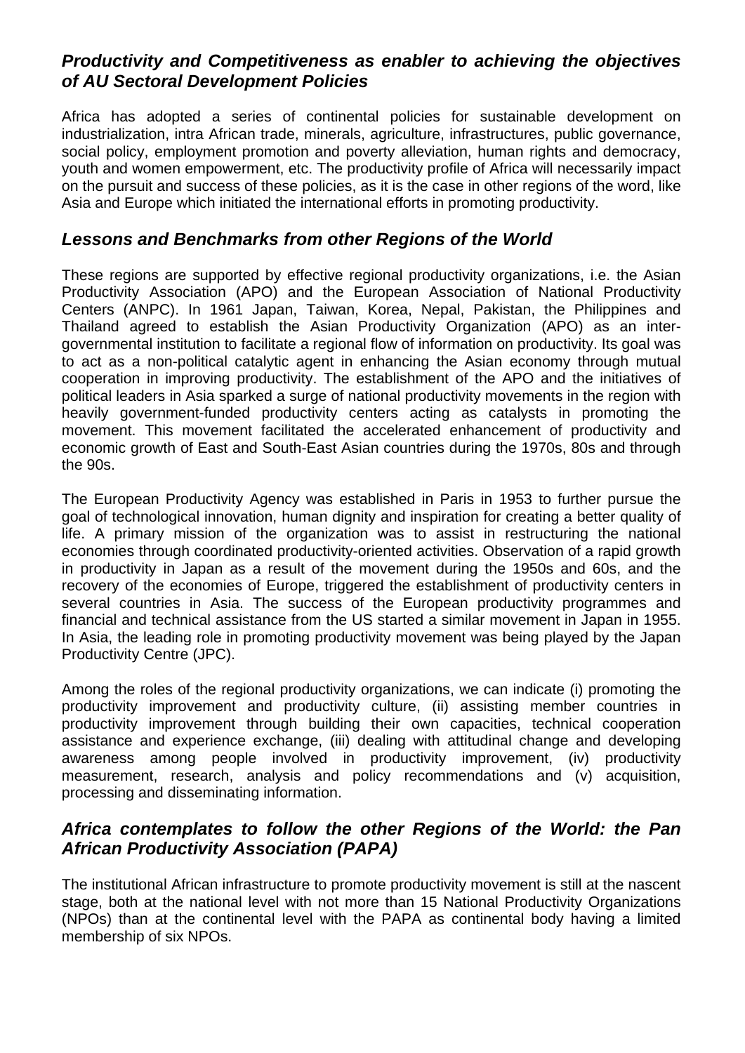### ***Productivity and Competitiveness as enabler to achieving the objectives of AU Sectoral Development Policies***

Africa has adopted a series of continental policies for sustainable development on industrialization, intra African trade, minerals, agriculture, infrastructures, public governance, social policy, employment promotion and poverty alleviation, human rights and democracy, youth and women empowerment, etc. The productivity profile of Africa will necessarily impact on the pursuit and success of these policies, as it is the case in other regions of the word, like Asia and Europe which initiated the international efforts in promoting productivity.

### ***Lessons and Benchmarks from other Regions of the World***

These regions are supported by effective regional productivity organizations, i.e. the Asian Productivity Association (APO) and the European Association of National Productivity Centers (ANPC). In 1961 Japan, Taiwan, Korea, Nepal, Pakistan, the Philippines and Thailand agreed to establish the Asian Productivity Organization (APO) as an inter-governmental institution to facilitate a regional flow of information on productivity. Its goal was to act as a non-political catalytic agent in enhancing the Asian economy through mutual cooperation in improving productivity. The establishment of the APO and the initiatives of political leaders in Asia sparked a surge of national productivity movements in the region with heavily government-funded productivity centers acting as catalysts in promoting the movement. This movement facilitated the accelerated enhancement of productivity and economic growth of East and South-East Asian countries during the 1970s, 80s and through the 90s.

The European Productivity Agency was established in Paris in 1953 to further pursue the goal of technological innovation, human dignity and inspiration for creating a better quality of life. A primary mission of the organization was to assist in restructuring the national economies through coordinated productivity-oriented activities. Observation of a rapid growth in productivity in Japan as a result of the movement during the 1950s and 60s, and the recovery of the economies of Europe, triggered the establishment of productivity centers in several countries in Asia. The success of the European productivity programmes and financial and technical assistance from the US started a similar movement in Japan in 1955. In Asia, the leading role in promoting productivity movement was being played by the Japan Productivity Centre (JPC).

Among the roles of the regional productivity organizations, we can indicate (i) promoting the productivity improvement and productivity culture, (ii) assisting member countries in productivity improvement through building their own capacities, technical cooperation assistance and experience exchange, (iii) dealing with attitudinal change and developing awareness among people involved in productivity improvement, (iv) productivity measurement, research, analysis and policy recommendations and (v) acquisition, processing and disseminating information.

### ***Africa contemplates to follow the other Regions of the World: the Pan African Productivity Association (PAPA)***

The institutional African infrastructure to promote productivity movement is still at the nascent stage, both at the national level with not more than 15 National Productivity Organizations (NPOs) than at the continental level with the PAPA as continental body having a limited membership of six NPOs.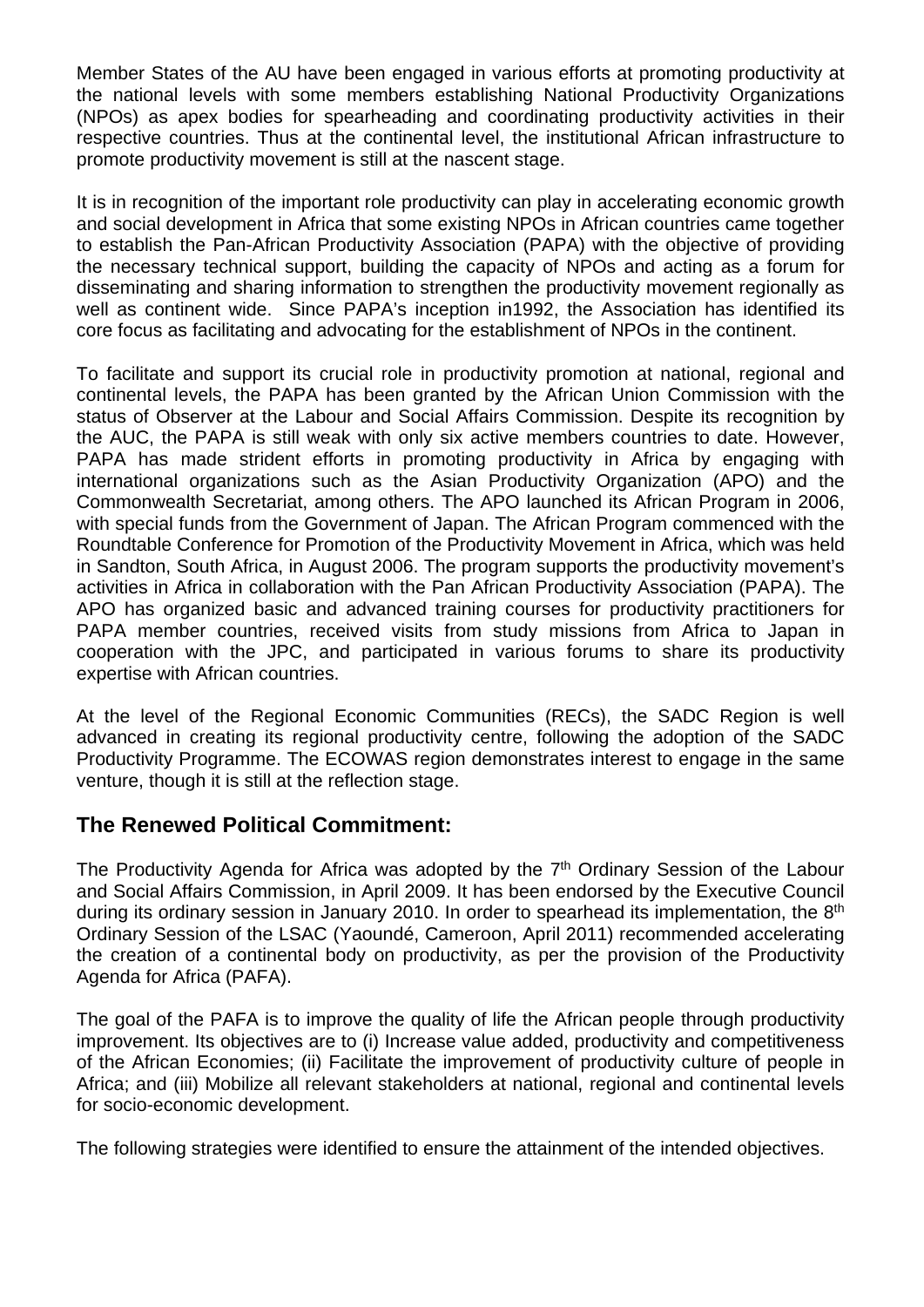Member States of the AU have been engaged in various efforts at promoting productivity at the national levels with some members establishing National Productivity Organizations (NPOs) as apex bodies for spearheading and coordinating productivity activities in their respective countries. Thus at the continental level, the institutional African infrastructure to promote productivity movement is still at the nascent stage.

It is in recognition of the important role productivity can play in accelerating economic growth and social development in Africa that some existing NPOs in African countries came together to establish the Pan-African Productivity Association (PAPA) with the objective of providing the necessary technical support, building the capacity of NPOs and acting as a forum for disseminating and sharing information to strengthen the productivity movement regionally as well as continent wide. Since PAPA's inception in1992, the Association has identified its core focus as facilitating and advocating for the establishment of NPOs in the continent.

To facilitate and support its crucial role in productivity promotion at national, regional and continental levels, the PAPA has been granted by the African Union Commission with the status of Observer at the Labour and Social Affairs Commission. Despite its recognition by the AUC, the PAPA is still weak with only six active members countries to date. However, PAPA has made strident efforts in promoting productivity in Africa by engaging with international organizations such as the Asian Productivity Organization (APO) and the Commonwealth Secretariat, among others. The APO launched its African Program in 2006, with special funds from the Government of Japan. The African Program commenced with the Roundtable Conference for Promotion of the Productivity Movement in Africa, which was held in Sandton, South Africa, in August 2006. The program supports the productivity movement's activities in Africa in collaboration with the Pan African Productivity Association (PAPA). The APO has organized basic and advanced training courses for productivity practitioners for PAPA member countries, received visits from study missions from Africa to Japan in cooperation with the JPC, and participated in various forums to share its productivity expertise with African countries.

At the level of the Regional Economic Communities (RECs), the SADC Region is well advanced in creating its regional productivity centre, following the adoption of the SADC Productivity Programme. The ECOWAS region demonstrates interest to engage in the same venture, though it is still at the reflection stage.

## The Renewed Political Commitment:

The Productivity Agenda for Africa was adopted by the 7th Ordinary Session of the Labour and Social Affairs Commission, in April 2009. It has been endorsed by the Executive Council during its ordinary session in January 2010. In order to spearhead its implementation, the 8th Ordinary Session of the LSAC (Yaoundé, Cameroon, April 2011) recommended accelerating the creation of a continental body on productivity, as per the provision of the Productivity Agenda for Africa (PAFA).

The goal of the PAFA is to improve the quality of life the African people through productivity improvement. Its objectives are to (i) Increase value added, productivity and competitiveness of the African Economies; (ii) Facilitate the improvement of productivity culture of people in Africa; and (iii) Mobilize all relevant stakeholders at national, regional and continental levels for socio-economic development.

The following strategies were identified to ensure the attainment of the intended objectives.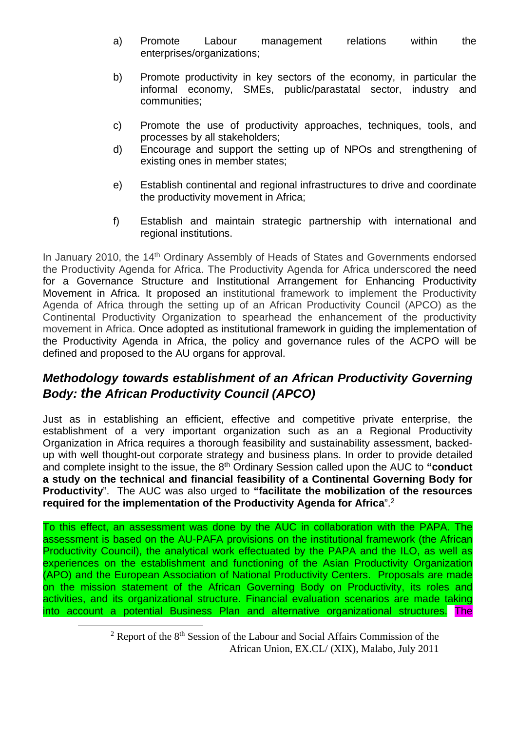a) Promote Labour management relations within the enterprises/organizations;

b) Promote productivity in key sectors of the economy, in particular the informal economy, SMEs, public/parastatal sector, industry and communities;

c) Promote the use of productivity approaches, techniques, tools, and processes by all stakeholders;

d) Encourage and support the setting up of NPOs and strengthening of existing ones in member states;

e) Establish continental and regional infrastructures to drive and coordinate the productivity movement in Africa;

f) Establish and maintain strategic partnership with international and regional institutions.

In January 2010, the 14th Ordinary Assembly of Heads of States and Governments endorsed the Productivity Agenda for Africa. The Productivity Agenda for Africa underscored the need for a Governance Structure and Institutional Arrangement for Enhancing Productivity Movement in Africa. It proposed an institutional framework to implement the Productivity Agenda of Africa through the setting up of an African Productivity Council (APCO) as the Continental Productivity Organization to spearhead the enhancement of the productivity movement in Africa. Once adopted as institutional framework in guiding the implementation of the Productivity Agenda in Africa, the policy and governance rules of the ACPO will be defined and proposed to the AU organs for approval.

## *Methodology towards establishment of an African Productivity Governing Body: the African Productivity Council (APCO)*

Just as in establishing an efficient, effective and competitive private enterprise, the establishment of a very important organization such as an a Regional Productivity Organization in Africa requires a thorough feasibility and sustainability assessment, backed-up with well thought-out corporate strategy and business plans. In order to provide detailed and complete insight to the issue, the 8th Ordinary Session called upon the AUC to **"conduct a study on the technical and financial feasibility of a Continental Governing Body for Productivity**". The AUC was also urged to **"facilitate the mobilization of the resources required for the implementation of the Productivity Agenda for Africa**".[2]

To this effect, an assessment was done by the AUC in collaboration with the PAPA. The assessment is based on the AU-PAFA provisions on the institutional framework (the African Productivity Council), the analytical work effectuated by the PAPA and the ILO, as well as experiences on the establishment and functioning of the Asian Productivity Organization (APO) and the European Association of National Productivity Centers. Proposals are made on the mission statement of the African Governing Body on Productivity, its roles and activities, and its organizational structure. Financial evaluation scenarios are made taking into account a potential Business Plan and alternative organizational structures. The

[2] Report of the 8th Session of the Labour and Social Affairs Commission of the African Union, EX.CL/ (XIX), Malabo, July 2011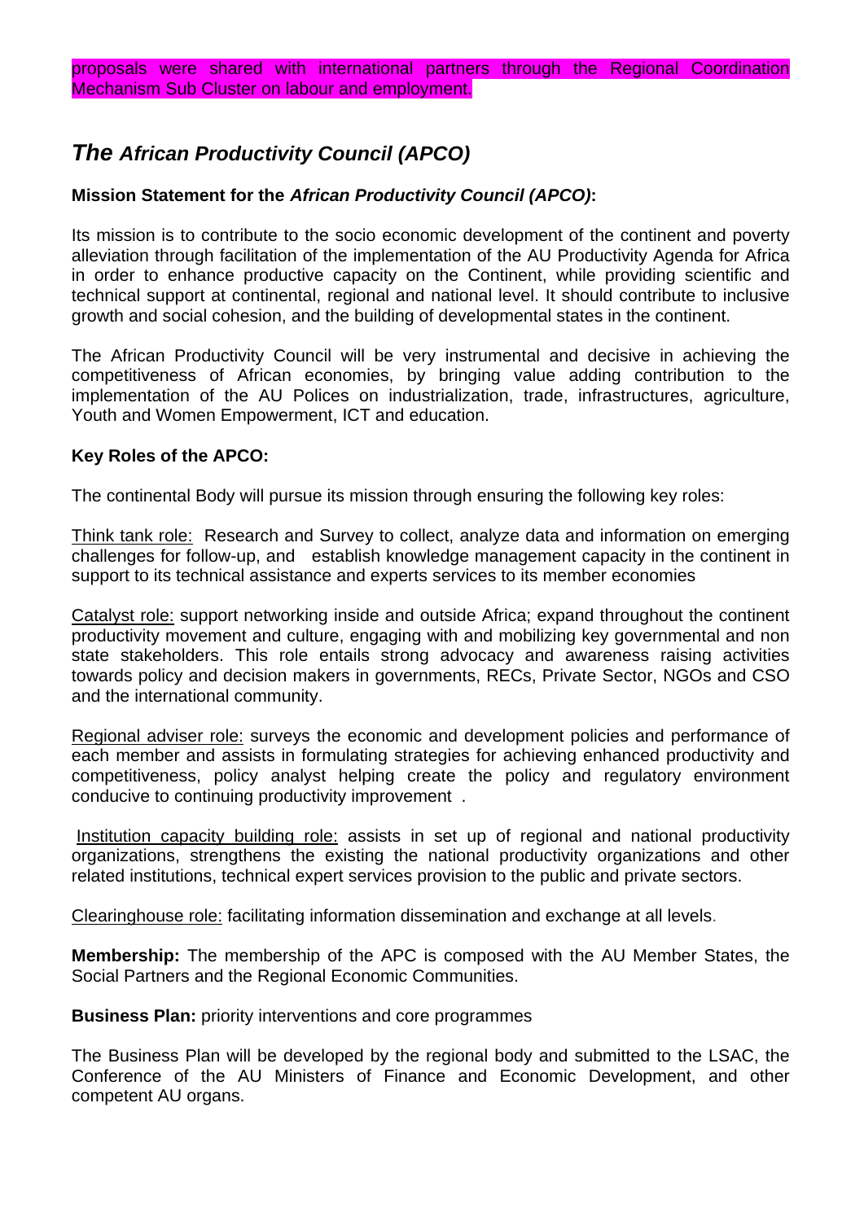proposals were shared with international partners through the Regional Coordination Mechanism Sub Cluster on labour and employment.

## *The African Productivity Council (APCO)*

**Mission Statement for the *African Productivity Council (APCO)*:**

Its mission is to contribute to the socio economic development of the continent and poverty alleviation through facilitation of the implementation of the AU Productivity Agenda for Africa in order to enhance productive capacity on the Continent, while providing scientific and technical support at continental, regional and national level. It should contribute to inclusive growth and social cohesion, and the building of developmental states in the continent.

The African Productivity Council will be very instrumental and decisive in achieving the competitiveness of African economies, by bringing value adding contribution to the implementation of the AU Polices on industrialization, trade, infrastructures, agriculture, Youth and Women Empowerment, ICT and education.

**Key Roles of the APCO:**

The continental Body will pursue its mission through ensuring the following key roles:

Think tank role: Research and Survey to collect, analyze data and information on emerging challenges for follow-up, and establish knowledge management capacity in the continent in support to its technical assistance and experts services to its member economies

Catalyst role: support networking inside and outside Africa; expand throughout the continent productivity movement and culture, engaging with and mobilizing key governmental and non state stakeholders. This role entails strong advocacy and awareness raising activities towards policy and decision makers in governments, RECs, Private Sector, NGOs and CSO and the international community.

Regional adviser role: surveys the economic and development policies and performance of each member and assists in formulating strategies for achieving enhanced productivity and competitiveness, policy analyst helping create the policy and regulatory environment conducive to continuing productivity improvement .

Institution capacity building role: assists in set up of regional and national productivity organizations, strengthens the existing the national productivity organizations and other related institutions, technical expert services provision to the public and private sectors.

Clearinghouse role: facilitating information dissemination and exchange at all levels.

**Membership:** The membership of the APC is composed with the AU Member States, the Social Partners and the Regional Economic Communities.

**Business Plan:** priority interventions and core programmes

The Business Plan will be developed by the regional body and submitted to the LSAC, the Conference of the AU Ministers of Finance and Economic Development, and other competent AU organs.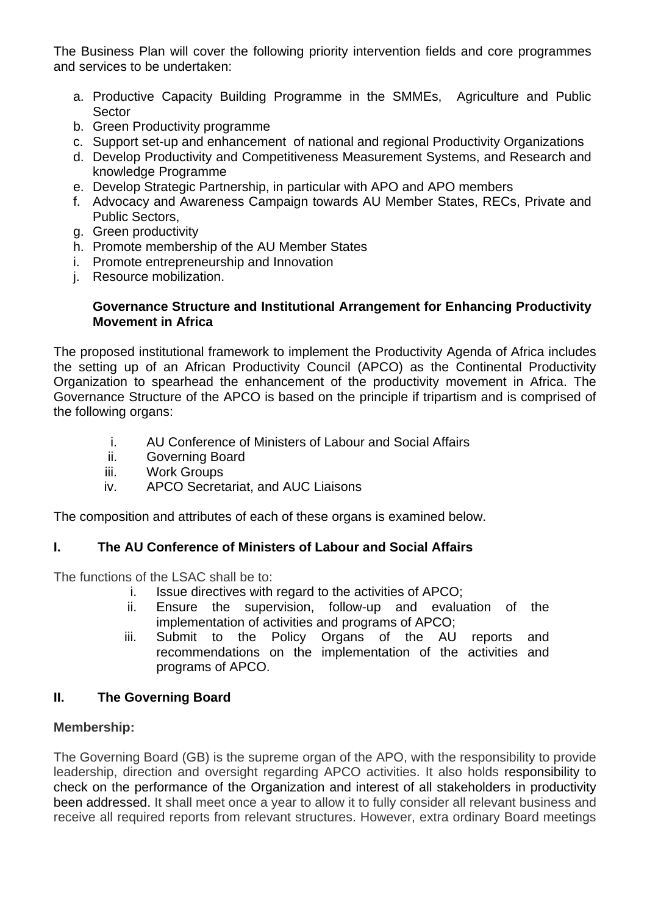The Business Plan will cover the following priority intervention fields and core programmes and services to be undertaken:

a. Productive Capacity Building Programme in the SMMEs, Agriculture and Public Sector
b. Green Productivity programme
c. Support set-up and enhancement of national and regional Productivity Organizations
d. Develop Productivity and Competitiveness Measurement Systems, and Research and knowledge Programme
e. Develop Strategic Partnership, in particular with APO and APO members
f. Advocacy and Awareness Campaign towards AU Member States, RECs, Private and Public Sectors,
g. Green productivity
h. Promote membership of the AU Member States
i. Promote entrepreneurship and Innovation
j. Resource mobilization.

**Governance Structure and Institutional Arrangement for Enhancing Productivity Movement in Africa**

The proposed institutional framework to implement the Productivity Agenda of Africa includes the setting up of an African Productivity Council (APCO) as the Continental Productivity Organization to spearhead the enhancement of the productivity movement in Africa. The Governance Structure of the APCO is based on the principle if tripartism and is comprised of the following organs:

i. AU Conference of Ministers of Labour and Social Affairs
ii. Governing Board
iii. Work Groups
iv. APCO Secretariat, and AUC Liaisons

The composition and attributes of each of these organs is examined below.

## I. The AU Conference of Ministers of Labour and Social Affairs

The functions of the LSAC shall be to:

i. Issue directives with regard to the activities of APCO;
ii. Ensure the supervision, follow-up and evaluation of the implementation of activities and programs of APCO;
iii. Submit to the Policy Organs of the AU reports and recommendations on the implementation of the activities and programs of APCO.

## II. The Governing Board

**Membership:**

The Governing Board (GB) is the supreme organ of the APO, with the responsibility to provide leadership, direction and oversight regarding APCO activities. It also holds responsibility to check on the performance of the Organization and interest of all stakeholders in productivity been addressed. It shall meet once a year to allow it to fully consider all relevant business and receive all required reports from relevant structures. However, extra ordinary Board meetings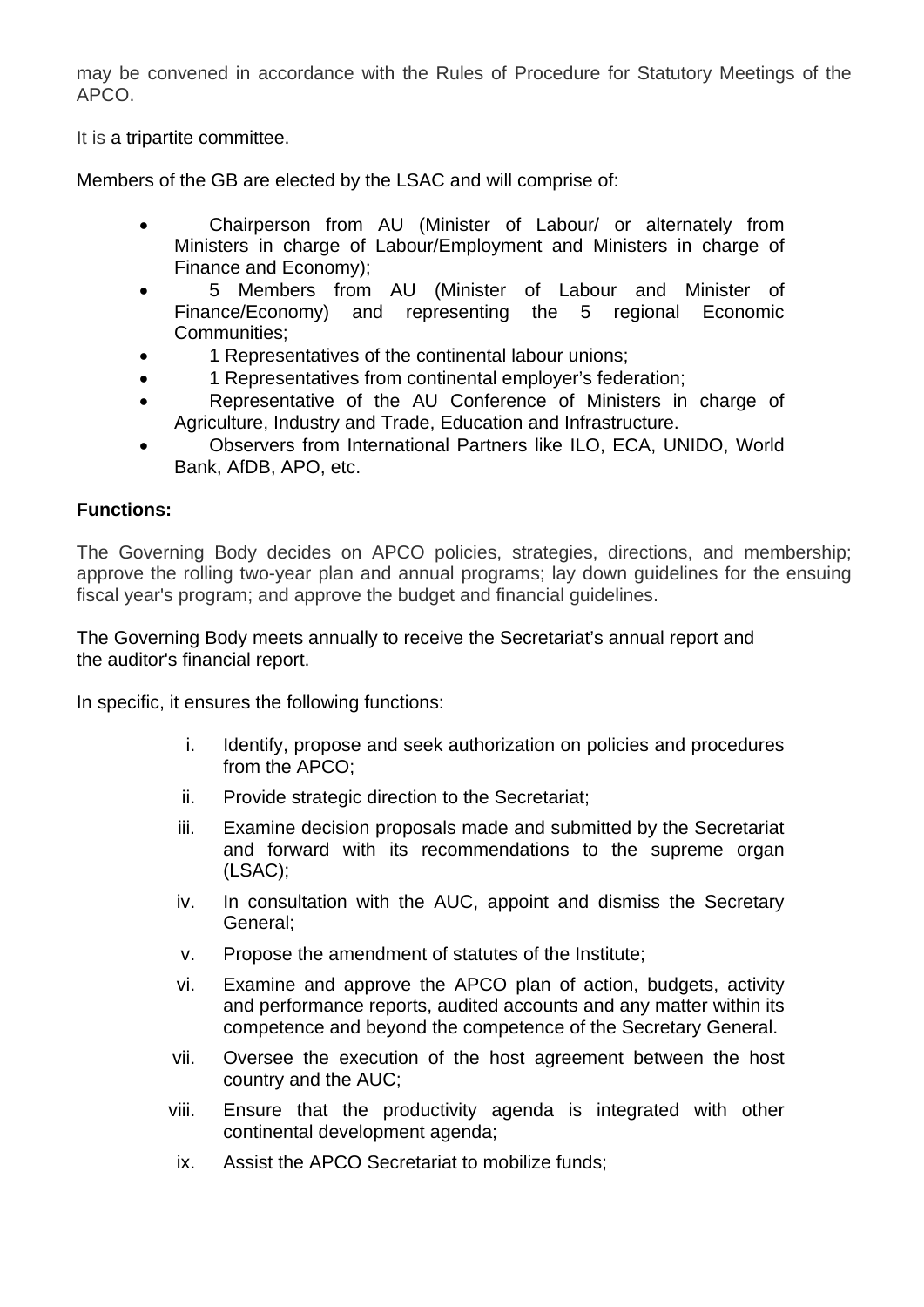may be convened in accordance with the Rules of Procedure for Statutory Meetings of the APCO.

It is a tripartite committee.

Members of the GB are elected by the LSAC and will comprise of:

- Chairperson from AU (Minister of Labour/ or alternately from Ministers in charge of Labour/Employment and Ministers in charge of Finance and Economy);
- 5 Members from AU (Minister of Labour and Minister of Finance/Economy) and representing the 5 regional Economic Communities;
- 1 Representatives of the continental labour unions;
- 1 Representatives from continental employer's federation;
- Representative of the AU Conference of Ministers in charge of Agriculture, Industry and Trade, Education and Infrastructure.
- Observers from International Partners like ILO, ECA, UNIDO, World Bank, AfDB, APO, etc.

**Functions:**

The Governing Body decides on APCO policies, strategies, directions, and membership; approve the rolling two-year plan and annual programs; lay down guidelines for the ensuing fiscal year's program; and approve the budget and financial guidelines.

The Governing Body meets annually to receive the Secretariat's annual report and the auditor's financial report.

In specific, it ensures the following functions:

i. Identify, propose and seek authorization on policies and procedures from the APCO;
ii. Provide strategic direction to the Secretariat;
iii. Examine decision proposals made and submitted by the Secretariat and forward with its recommendations to the supreme organ (LSAC);
iv. In consultation with the AUC, appoint and dismiss the Secretary General;
v. Propose the amendment of statutes of the Institute;
vi. Examine and approve the APCO plan of action, budgets, activity and performance reports, audited accounts and any matter within its competence and beyond the competence of the Secretary General.
vii. Oversee the execution of the host agreement between the host country and the AUC;
viii. Ensure that the productivity agenda is integrated with other continental development agenda;
ix. Assist the APCO Secretariat to mobilize funds;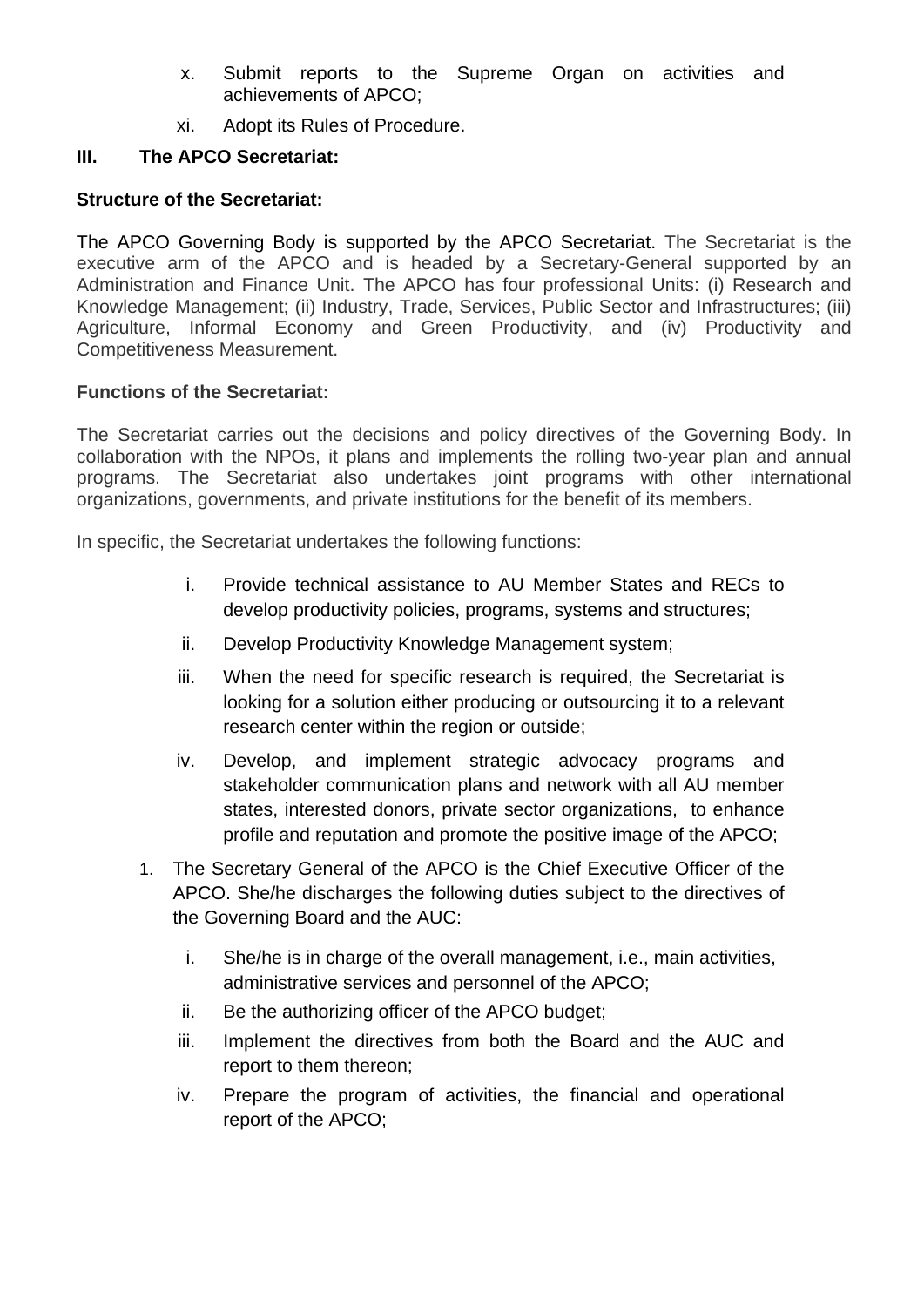x. Submit reports to the Supreme Organ on activities and achievements of APCO;

xi. Adopt its Rules of Procedure.

## III. The APCO Secretariat:

**Structure of the Secretariat:**

The APCO Governing Body is supported by the APCO Secretariat. The Secretariat is the executive arm of the APCO and is headed by a Secretary-General supported by an Administration and Finance Unit. The APCO has four professional Units: (i) Research and Knowledge Management; (ii) Industry, Trade, Services, Public Sector and Infrastructures; (iii) Agriculture, Informal Economy and Green Productivity, and (iv) Productivity and Competitiveness Measurement.

**Functions of the Secretariat:**

The Secretariat carries out the decisions and policy directives of the Governing Body. In collaboration with the NPOs, it plans and implements the rolling two-year plan and annual programs. The Secretariat also undertakes joint programs with other international organizations, governments, and private institutions for the benefit of its members.

In specific, the Secretariat undertakes the following functions:

i. Provide technical assistance to AU Member States and RECs to develop productivity policies, programs, systems and structures;

ii. Develop Productivity Knowledge Management system;

iii. When the need for specific research is required, the Secretariat is looking for a solution either producing or outsourcing it to a relevant research center within the region or outside;

iv. Develop, and implement strategic advocacy programs and stakeholder communication plans and network with all AU member states, interested donors, private sector organizations, to enhance profile and reputation and promote the positive image of the APCO;

1. The Secretary General of the APCO is the Chief Executive Officer of the APCO. She/he discharges the following duties subject to the directives of the Governing Board and the AUC:

   i. She/he is in charge of the overall management, i.e., main activities, administrative services and personnel of the APCO;

   ii. Be the authorizing officer of the APCO budget;

   iii. Implement the directives from both the Board and the AUC and report to them thereon;

   iv. Prepare the program of activities, the financial and operational report of the APCO;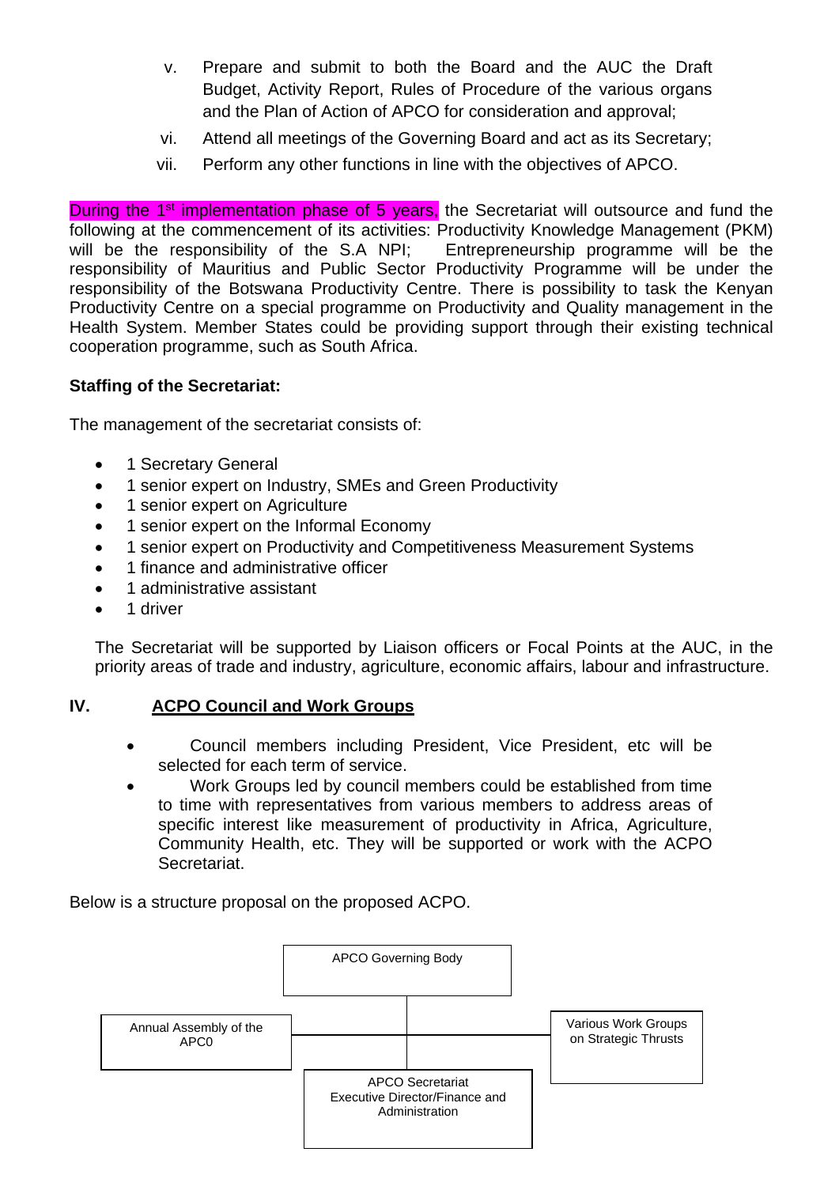v. Prepare and submit to both the Board and the AUC the Draft Budget, Activity Report, Rules of Procedure of the various organs and the Plan of Action of APCO for consideration and approval;

vi. Attend all meetings of the Governing Board and act as its Secretary;

vii. Perform any other functions in line with the objectives of APCO.

During the 1st implementation phase of 5 years, the Secretariat will outsource and fund the following at the commencement of its activities: Productivity Knowledge Management (PKM) will be the responsibility of the S.A NPI; Entrepreneurship programme will be the responsibility of Mauritius and Public Sector Productivity Programme will be under the responsibility of the Botswana Productivity Centre. There is possibility to task the Kenyan Productivity Centre on a special programme on Productivity and Quality management in the Health System. Member States could be providing support through their existing technical cooperation programme, such as South Africa.

**Staffing of the Secretariat:**

The management of the secretariat consists of:

- 1 Secretary General
- 1 senior expert on Industry, SMEs and Green Productivity
- 1 senior expert on Agriculture
- 1 senior expert on the Informal Economy
- 1 senior expert on Productivity and Competitiveness Measurement Systems
- 1 finance and administrative officer
- 1 administrative assistant
- 1 driver

The Secretariat will be supported by Liaison officers or Focal Points at the AUC, in the priority areas of trade and industry, agriculture, economic affairs, labour and infrastructure.

## IV. ACPO Council and Work Groups

- Council members including President, Vice President, etc will be selected for each term of service.
- Work Groups led by council members could be established from time to time with representatives from various members to address areas of specific interest like measurement of productivity in Africa, Agriculture, Community Health, etc. They will be supported or work with the ACPO Secretariat.

Below is a structure proposal on the proposed ACPO.

APCO Governing Body

Annual Assembly of the APC0

Various Work Groups on Strategic Thrusts

APCO Secretariat
Executive Director/Finance and Administration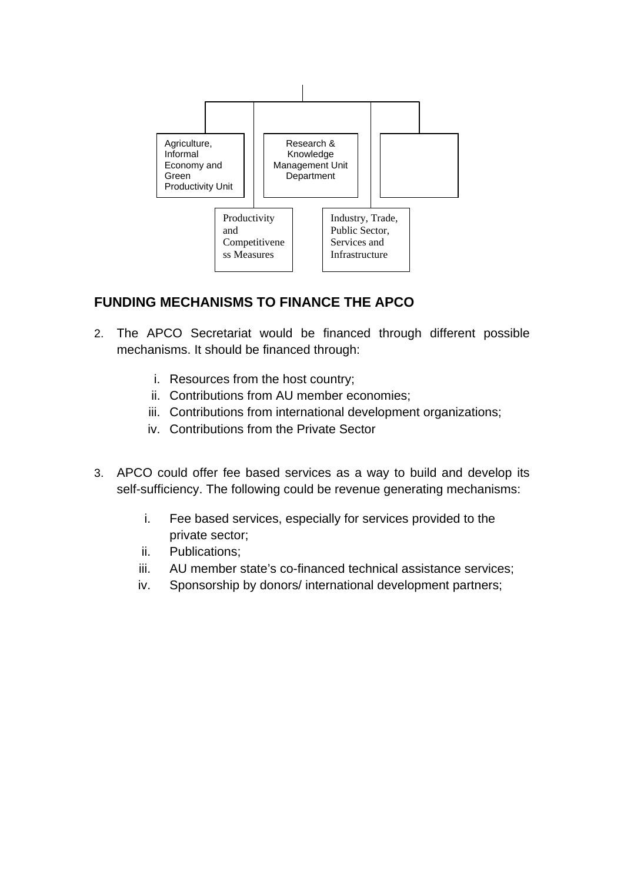Agriculture, Informal Economy and Green Productivity Unit

Research & Knowledge Management Unit Department

Productivity and Competitiveness Measures

Industry, Trade, Public Sector, Services and Infrastructure

## FUNDING MECHANISMS TO FINANCE THE APCO

2. The APCO Secretariat would be financed through different possible mechanisms. It should be financed through:

   i. Resources from the host country;
   ii. Contributions from AU member economies;
   iii. Contributions from international development organizations;
   iv. Contributions from the Private Sector

3. APCO could offer fee based services as a way to build and develop its self-sufficiency. The following could be revenue generating mechanisms:

   i. Fee based services, especially for services provided to the private sector;
   ii. Publications;
   iii. AU member state's co-financed technical assistance services;
   iv. Sponsorship by donors/ international development partners;